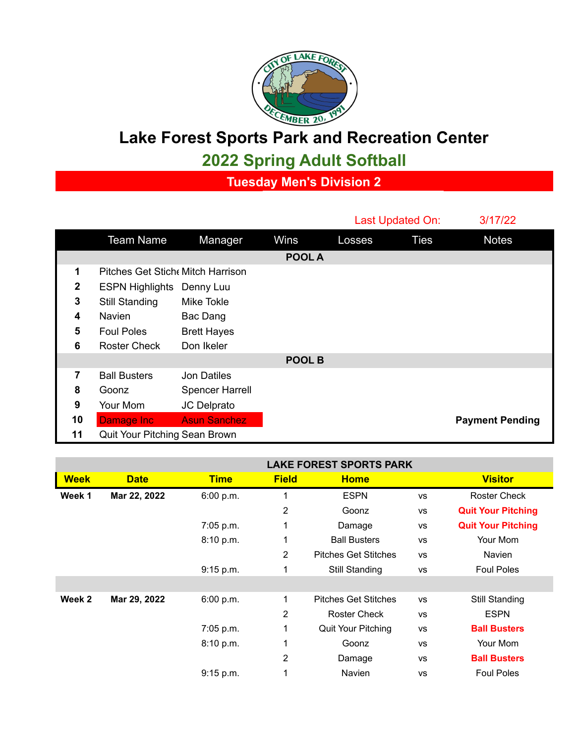# Lake Forest Sports Park and Recreation Center

## 2022 Spring Adult Softball

### Tuesday Men's Division 2

Last Updated On: 3/17/22

| | Team Name | Manager | Wins | Losses | Ties | Notes |
|---|---|---|---|---|---|---|
| | | | POOL A | | | |
| 1 | Pitches Get Stiche | Mitch Harrison | | | | |
| 2 | ESPN Highlights | Denny Luu | | | | |
| 3 | Still Standing | Mike Tokle | | | | |
| 4 | Navien | Bac Dang | | | | |
| 5 | Foul Poles | Brett Hayes | | | | |
| 6 | Roster Check | Don Ikeler | | | | |
| | | | POOL B | | | |
| 7 | Ball Busters | Jon Datiles | | | | |
| 8 | Goonz | Spencer Harrell | | | | |
| 9 | Your Mom | JC Delprato | | | | |
| 10 | Damage Inc | Asun Sanchez | | | | **Payment Pending** |
| 11 | Quit Your Pitching | Sean Brown | | | | |

**LAKE FOREST SPORTS PARK**

| Week | Date | Time | Field | Home | | Visitor |
|---|---|---|---|---|---|---|
| **Week 1** | **Mar 22, 2022** | 6:00 p.m. | 1 | ESPN | vs | Roster Check |
| | | | 2 | Goonz | vs | **Quit Your Pitching** |
| | | 7:05 p.m. | 1 | Damage | vs | **Quit Your Pitching** |
| | | 8:10 p.m. | 1 | Ball Busters | vs | Your Mom |
| | | | 2 | Pitches Get Stitches | vs | Navien |
| | | 9:15 p.m. | 1 | Still Standing | vs | Foul Poles |
| | | | | | | |
| **Week 2** | **Mar 29, 2022** | 6:00 p.m. | 1 | Pitches Get Stitches | vs | Still Standing |
| | | | 2 | Roster Check | vs | ESPN |
| | | 7:05 p.m. | 1 | Quit Your Pitching | vs | **Ball Busters** |
| | | 8:10 p.m. | 1 | Goonz | vs | Your Mom |
| | | | 2 | Damage | vs | **Ball Busters** |
| | | 9:15 p.m. | 1 | Navien | vs | Foul Poles |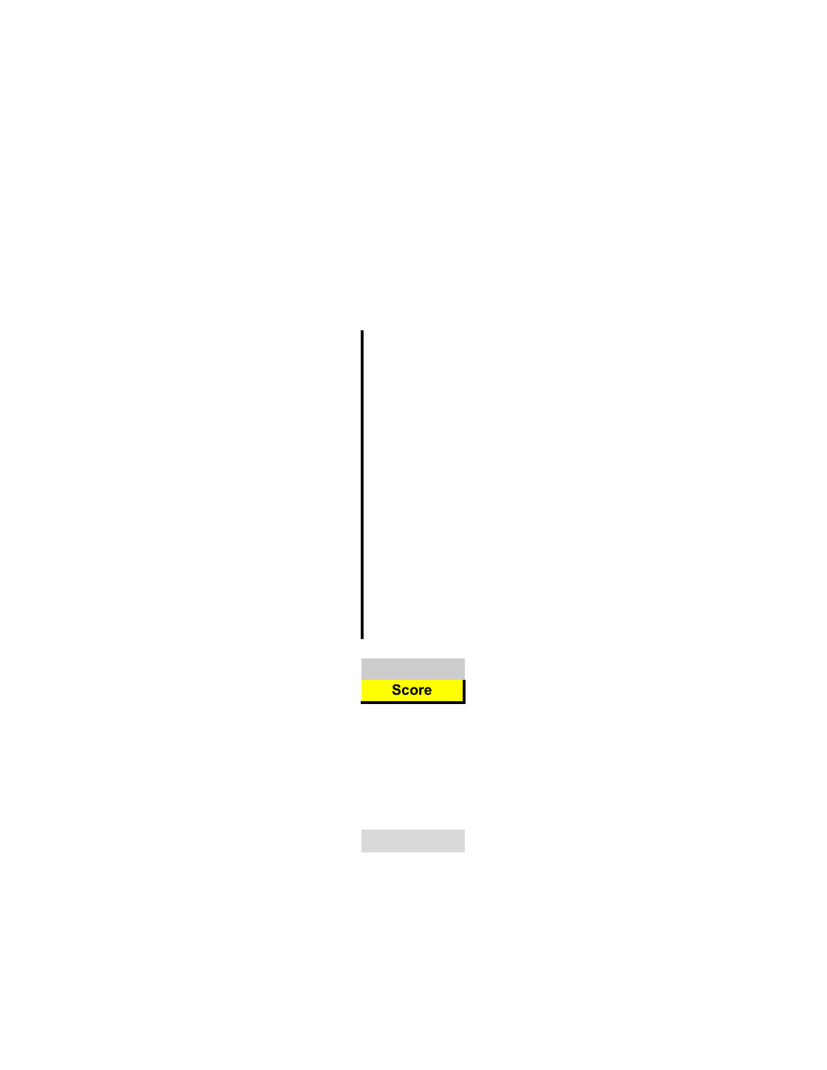**Score**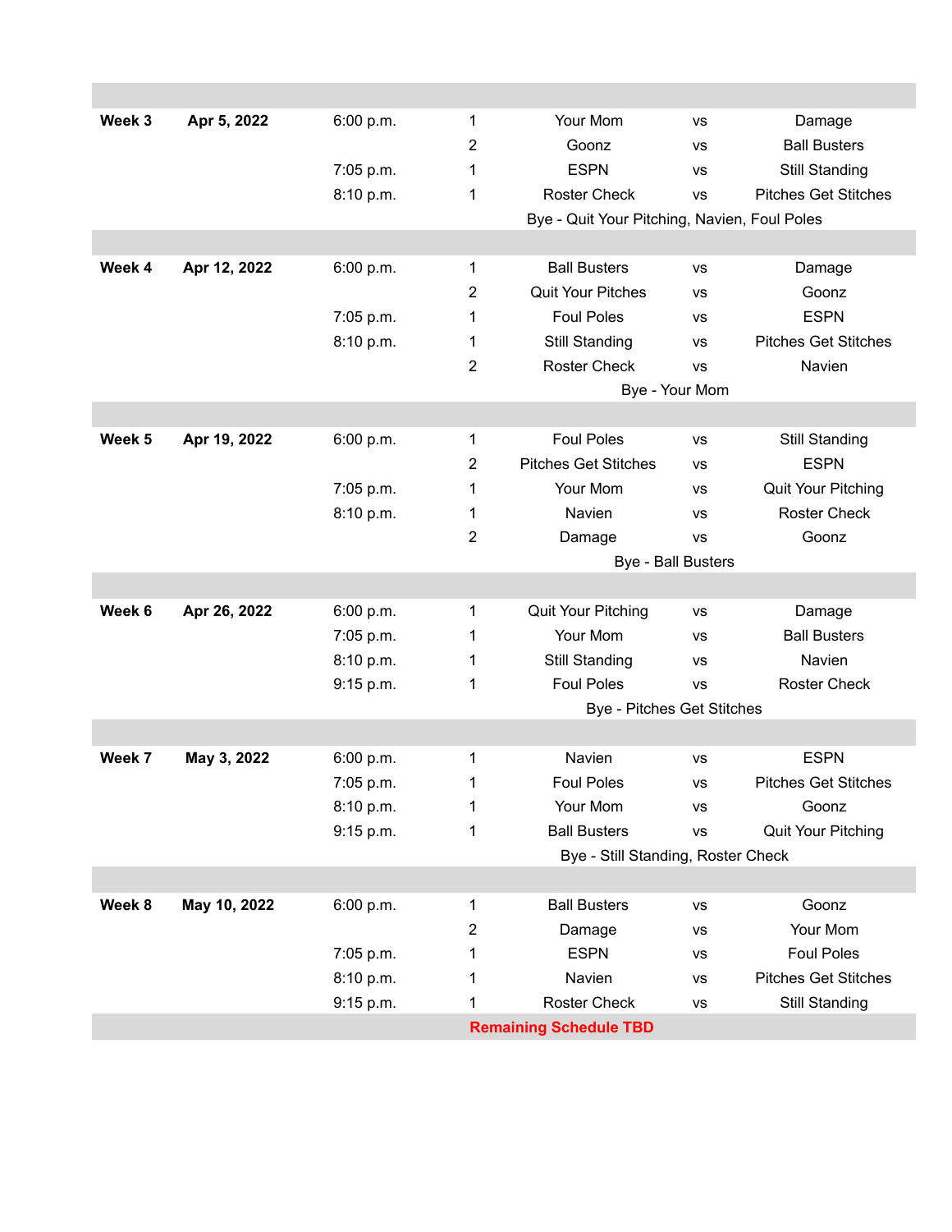| Week | Date | Time | Field | Team | | Team |
|---|---|---|---|---|---|---|
| **Week 3** | **Apr 5, 2022** | 6:00 p.m. | 1 | Your Mom | vs | Damage |
| | | | 2 | Goonz | vs | Ball Busters |
| | | 7:05 p.m. | 1 | ESPN | vs | Still Standing |
| | | 8:10 p.m. | 1 | Roster Check | vs | Pitches Get Stitches |
| | | | | Bye - Quit Your Pitching, Navien, Foul Poles | | |
| **Week 4** | **Apr 12, 2022** | 6:00 p.m. | 1 | Ball Busters | vs | Damage |
| | | | 2 | Quit Your Pitches | vs | Goonz |
| | | 7:05 p.m. | 1 | Foul Poles | vs | ESPN |
| | | 8:10 p.m. | 1 | Still Standing | vs | Pitches Get Stitches |
| | | | 2 | Roster Check | vs | Navien |
| | | | | Bye - Your Mom | | |
| **Week 5** | **Apr 19, 2022** | 6:00 p.m. | 1 | Foul Poles | vs | Still Standing |
| | | | 2 | Pitches Get Stitches | vs | ESPN |
| | | 7:05 p.m. | 1 | Your Mom | vs | Quit Your Pitching |
| | | 8:10 p.m. | 1 | Navien | vs | Roster Check |
| | | | 2 | Damage | vs | Goonz |
| | | | | Bye - Ball Busters | | |
| **Week 6** | **Apr 26, 2022** | 6:00 p.m. | 1 | Quit Your Pitching | vs | Damage |
| | | 7:05 p.m. | 1 | Your Mom | vs | Ball Busters |
| | | 8:10 p.m. | 1 | Still Standing | vs | Navien |
| | | 9:15 p.m. | 1 | Foul Poles | vs | Roster Check |
| | | | | Bye - Pitches Get Stitches | | |
| **Week 7** | **May 3, 2022** | 6:00 p.m. | 1 | Navien | vs | ESPN |
| | | 7:05 p.m. | 1 | Foul Poles | vs | Pitches Get Stitches |
| | | 8:10 p.m. | 1 | Your Mom | vs | Goonz |
| | | 9:15 p.m. | 1 | Ball Busters | vs | Quit Your Pitching |
| | | | | Bye - Still Standing, Roster Check | | |
| **Week 8** | **May 10, 2022** | 6:00 p.m. | 1 | Ball Busters | vs | Goonz |
| | | | 2 | Damage | vs | Your Mom |
| | | 7:05 p.m. | 1 | ESPN | vs | Foul Poles |
| | | 8:10 p.m. | 1 | Navien | vs | Pitches Get Stitches |
| | | 9:15 p.m. | 1 | Roster Check | vs | Still Standing |

**Remaining Schedule TBD**